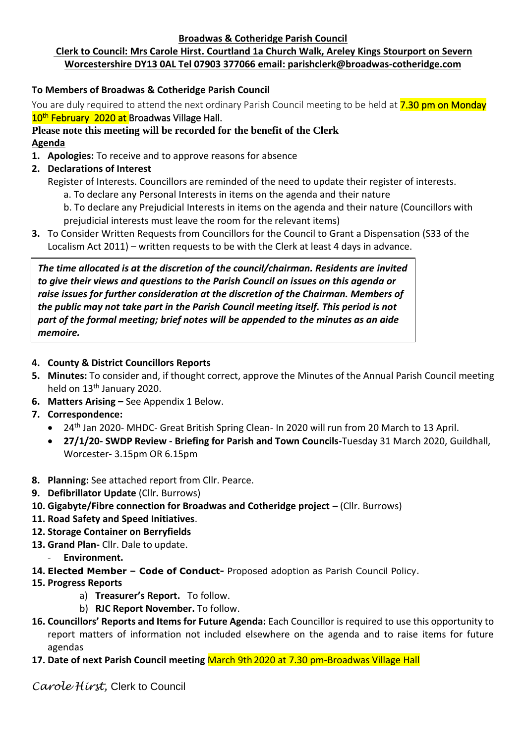**Broadwas & Cotheridge Parish Council**

**Clerk to Council: Mrs Carole Hirst. Courtland 1a Church Walk, Areley Kings Stourport on Severn Worcestershire DY13 0AL Tel 07903 377066 email: parishclerk@broadwas-cotheridge.com**

**To Members of Broadwas & Cotheridge Parish Council**

You are duly required to attend the next ordinary Parish Council meeting to be held at 7.30 pm on Monday 10th February 2020 at Broadwas Village Hall.

**Please note this meeting will be recorded for the benefit of the Clerk**

**Agenda**

1. **Apologies:** To receive and to approve reasons for absence
2. **Declarations of Interest**
   Register of Interests. Councillors are reminded of the need to update their register of interests.
   a. To declare any Personal Interests in items on the agenda and their nature
   b. To declare any Prejudicial Interests in items on the agenda and their nature (Councillors with prejudicial interests must leave the room for the relevant items)
3. To Consider Written Requests from Councillors for the Council to Grant a Dispensation (S33 of the Localism Act 2011) – written requests to be with the Clerk at least 4 days in advance.

***The time allocated is at the discretion of the council/chairman. Residents are invited to give their views and questions to the Parish Council on issues on this agenda or raise issues for further consideration at the discretion of the Chairman. Members of the public may not take part in the Parish Council meeting itself. This period is not part of the formal meeting; brief notes will be appended to the minutes as an aide memoire.***

4. **County & District Councillors Reports**
5. **Minutes:** To consider and, if thought correct, approve the Minutes of the Annual Parish Council meeting held on 13th January 2020.
6. **Matters Arising –** See Appendix 1 Below.
7. **Correspondence:**
   - 24th Jan 2020- MHDC- Great British Spring Clean- In 2020 will run from 20 March to 13 April.
   - **27/1/20- SWDP Review - Briefing for Parish and Town Councils-**Tuesday 31 March 2020, Guildhall, Worcester- 3.15pm OR 6.15pm
8. **Planning:** See attached report from Cllr. Pearce.
9. **Defibrillator Update** (Cllr**.** Burrows)
10. **Gigabyte/Fibre connection for Broadwas and Cotheridge project –** (Cllr. Burrows)
11. **Road Safety and Speed Initiatives**.
12. **Storage Container on Berryfields**
13. **Grand Plan-** Cllr. Dale to update.
    - **Environment.**
14. **Elected Member – Code of Conduct-** Proposed adoption as Parish Council Policy.
15. **Progress Reports**
    a) **Treasurer's Report.** To follow.
    b) **RJC Report November.** To follow.
16. **Councillors' Reports and Items for Future Agenda:** Each Councillor is required to use this opportunity to report matters of information not included elsewhere on the agenda and to raise items for future agendas
17. **Date of next Parish Council meeting** March 9th 2020 at 7.30 pm-Broadwas Village Hall

*Carole Hirst*, Clerk to Council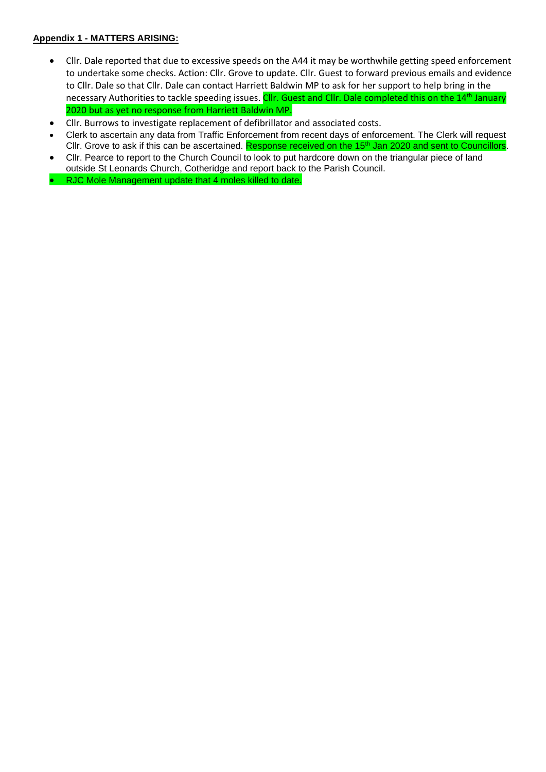**Appendix 1 - MATTERS ARISING:**

- Cllr. Dale reported that due to excessive speeds on the A44 it may be worthwhile getting speed enforcement to undertake some checks. Action: Cllr. Grove to update. Cllr. Guest to forward previous emails and evidence to Cllr. Dale so that Cllr. Dale can contact Harriett Baldwin MP to ask for her support to help bring in the necessary Authorities to tackle speeding issues. Cllr. Guest and Cllr. Dale completed this on the 14th January 2020 but as yet no response from Harriett Baldwin MP.
- Cllr. Burrows to investigate replacement of defibrillator and associated costs.
- Clerk to ascertain any data from Traffic Enforcement from recent days of enforcement. The Clerk will request Cllr. Grove to ask if this can be ascertained. Response received on the 15th Jan 2020 and sent to Councillors.
- Cllr. Pearce to report to the Church Council to look to put hardcore down on the triangular piece of land outside St Leonards Church, Cotheridge and report back to the Parish Council.
- RJC Mole Management update that 4 moles killed to date.